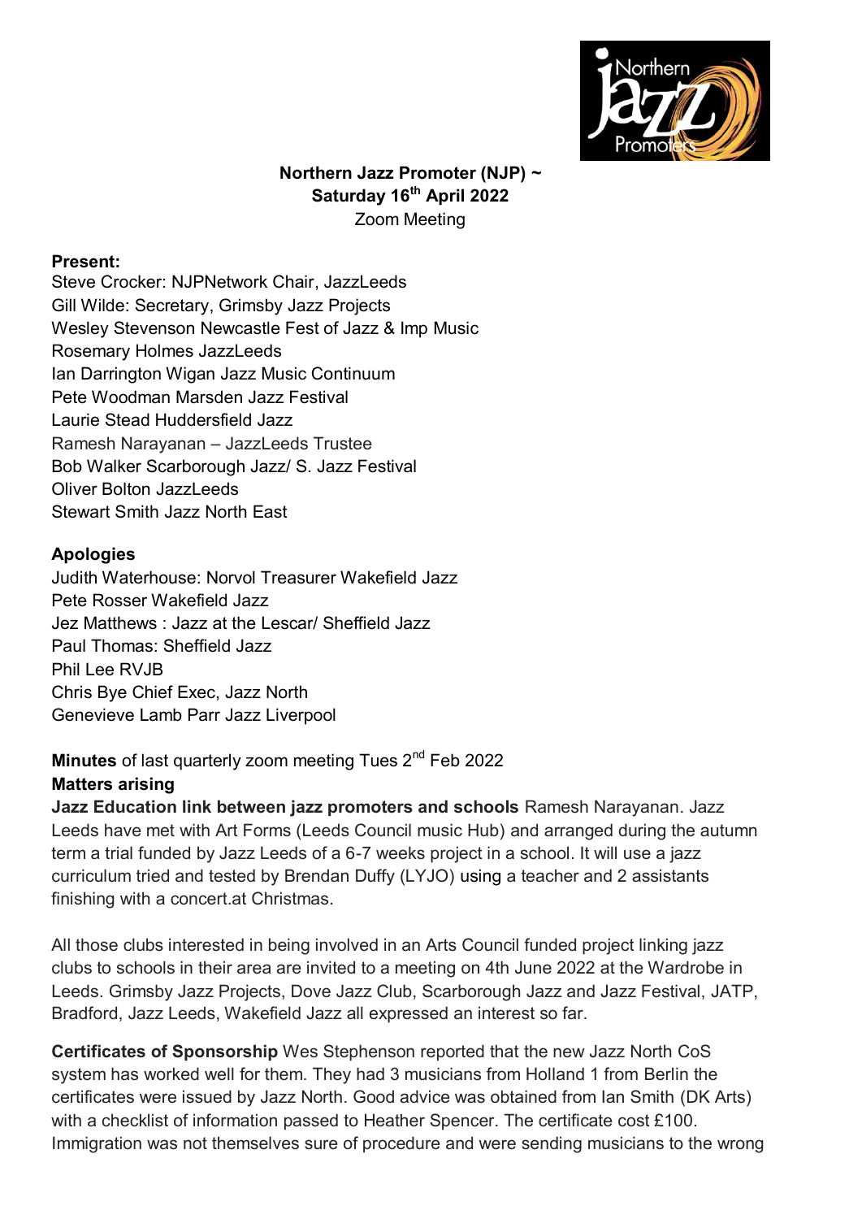**Northern Jazz Promoter (NJP) ~**
**Saturday 16th April 2022**
Zoom Meeting

**Present:**
Steve Crocker: NJPNetwork Chair, JazzLeeds
Gill Wilde: Secretary, Grimsby Jazz Projects
Wesley Stevenson Newcastle Fest of Jazz & Imp Music
Rosemary Holmes JazzLeeds
Ian Darrington Wigan Jazz Music Continuum
Pete Woodman Marsden Jazz Festival
Laurie Stead Huddersfield Jazz
Ramesh Narayanan – JazzLeeds Trustee
Bob Walker Scarborough Jazz/ S. Jazz Festival
Oliver Bolton JazzLeeds
Stewart Smith Jazz North East

**Apologies**
Judith Waterhouse: Norvol Treasurer Wakefield Jazz
Pete Rosser Wakefield Jazz
Jez Matthews : Jazz at the Lescar/ Sheffield Jazz
Paul Thomas: Sheffield Jazz
Phil Lee RVJB
Chris Bye Chief Exec, Jazz North
Genevieve Lamb Parr Jazz Liverpool

**Minutes** of last quarterly zoom meeting Tues 2nd Feb 2022
**Matters arising**
**Jazz Education link between jazz promoters and schools** Ramesh Narayanan. Jazz Leeds have met with Art Forms (Leeds Council music Hub) and arranged during the autumn term a trial funded by Jazz Leeds of a 6-7 weeks project in a school. It will use a jazz curriculum tried and tested by Brendan Duffy (LYJO) using a teacher and 2 assistants finishing with a concert.at Christmas.

All those clubs interested in being involved in an Arts Council funded project linking jazz clubs to schools in their area are invited to a meeting on 4th June 2022 at the Wardrobe in Leeds. Grimsby Jazz Projects, Dove Jazz Club, Scarborough Jazz and Jazz Festival, JATP, Bradford, Jazz Leeds, Wakefield Jazz all expressed an interest so far.

**Certificates of Sponsorship** Wes Stephenson reported that the new Jazz North CoS system has worked well for them. They had 3 musicians from Holland 1 from Berlin the certificates were issued by Jazz North. Good advice was obtained from Ian Smith (DK Arts) with a checklist of information passed to Heather Spencer. The certificate cost £100. Immigration was not themselves sure of procedure and were sending musicians to the wrong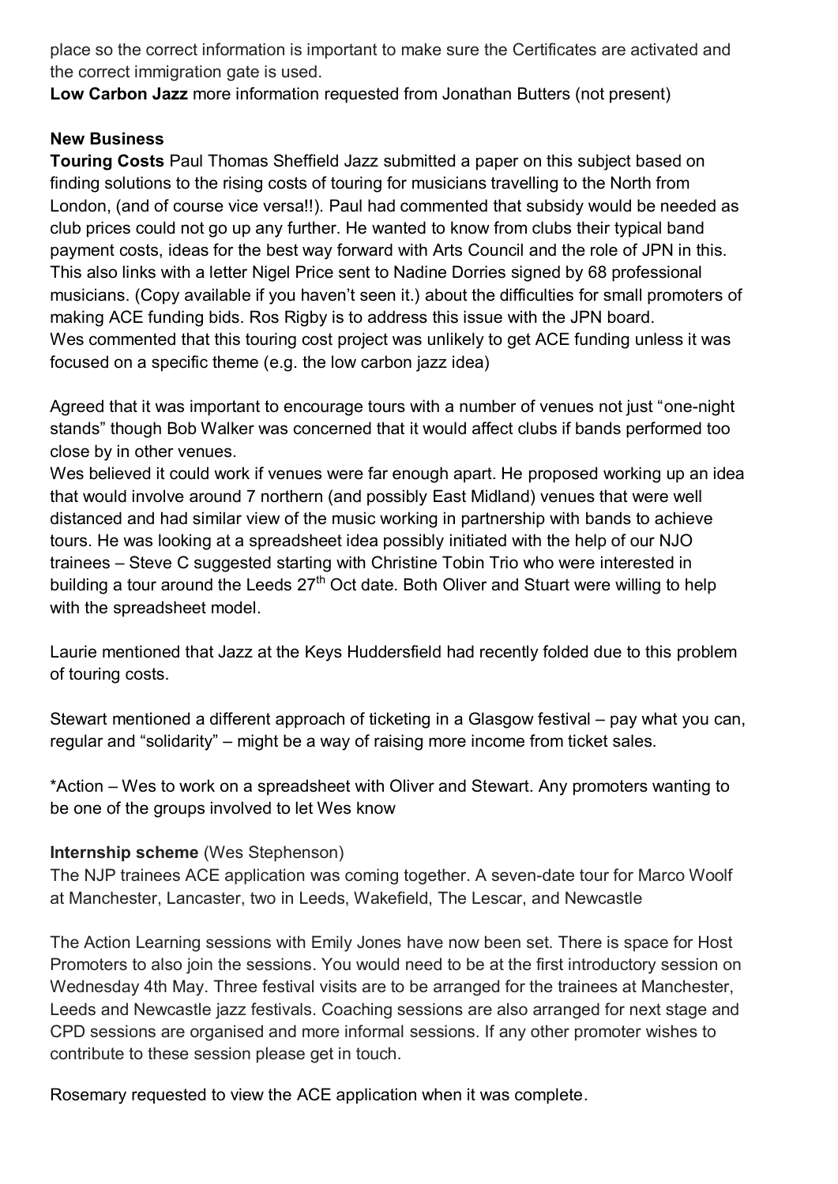place so the correct information is important to make sure the Certificates are activated and the correct immigration gate is used.

**Low Carbon Jazz** more information requested from Jonathan Butters (not present)

**New Business**

**Touring Costs** Paul Thomas Sheffield Jazz submitted a paper on this subject based on finding solutions to the rising costs of touring for musicians travelling to the North from London, (and of course vice versa!!). Paul had commented that subsidy would be needed as club prices could not go up any further. He wanted to know from clubs their typical band payment costs, ideas for the best way forward with Arts Council and the role of JPN in this. This also links with a letter Nigel Price sent to Nadine Dorries signed by 68 professional musicians. (Copy available if you haven't seen it.) about the difficulties for small promoters of making ACE funding bids. Ros Rigby is to address this issue with the JPN board. Wes commented that this touring cost project was unlikely to get ACE funding unless it was focused on a specific theme (e.g. the low carbon jazz idea)

Agreed that it was important to encourage tours with a number of venues not just "one-night stands" though Bob Walker was concerned that it would affect clubs if bands performed too close by in other venues.

Wes believed it could work if venues were far enough apart. He proposed working up an idea that would involve around 7 northern (and possibly East Midland) venues that were well distanced and had similar view of the music working in partnership with bands to achieve tours. He was looking at a spreadsheet idea possibly initiated with the help of our NJO trainees – Steve C suggested starting with Christine Tobin Trio who were interested in building a tour around the Leeds 27th Oct date. Both Oliver and Stuart were willing to help with the spreadsheet model.

Laurie mentioned that Jazz at the Keys Huddersfield had recently folded due to this problem of touring costs.

Stewart mentioned a different approach of ticketing in a Glasgow festival – pay what you can, regular and "solidarity" – might be a way of raising more income from ticket sales.

*Action – Wes to work on a spreadsheet with Oliver and Stewart. Any promoters wanting to be one of the groups involved to let Wes know

**Internship scheme** (Wes Stephenson)

The NJP trainees ACE application was coming together. A seven-date tour for Marco Woolf at Manchester, Lancaster, two in Leeds, Wakefield, The Lescar, and Newcastle

The Action Learning sessions with Emily Jones have now been set. There is space for Host Promoters to also join the sessions. You would need to be at the first introductory session on Wednesday 4th May. Three festival visits are to be arranged for the trainees at Manchester, Leeds and Newcastle jazz festivals. Coaching sessions are also arranged for next stage and CPD sessions are organised and more informal sessions. If any other promoter wishes to contribute to these session please get in touch.

Rosemary requested to view the ACE application when it was complete.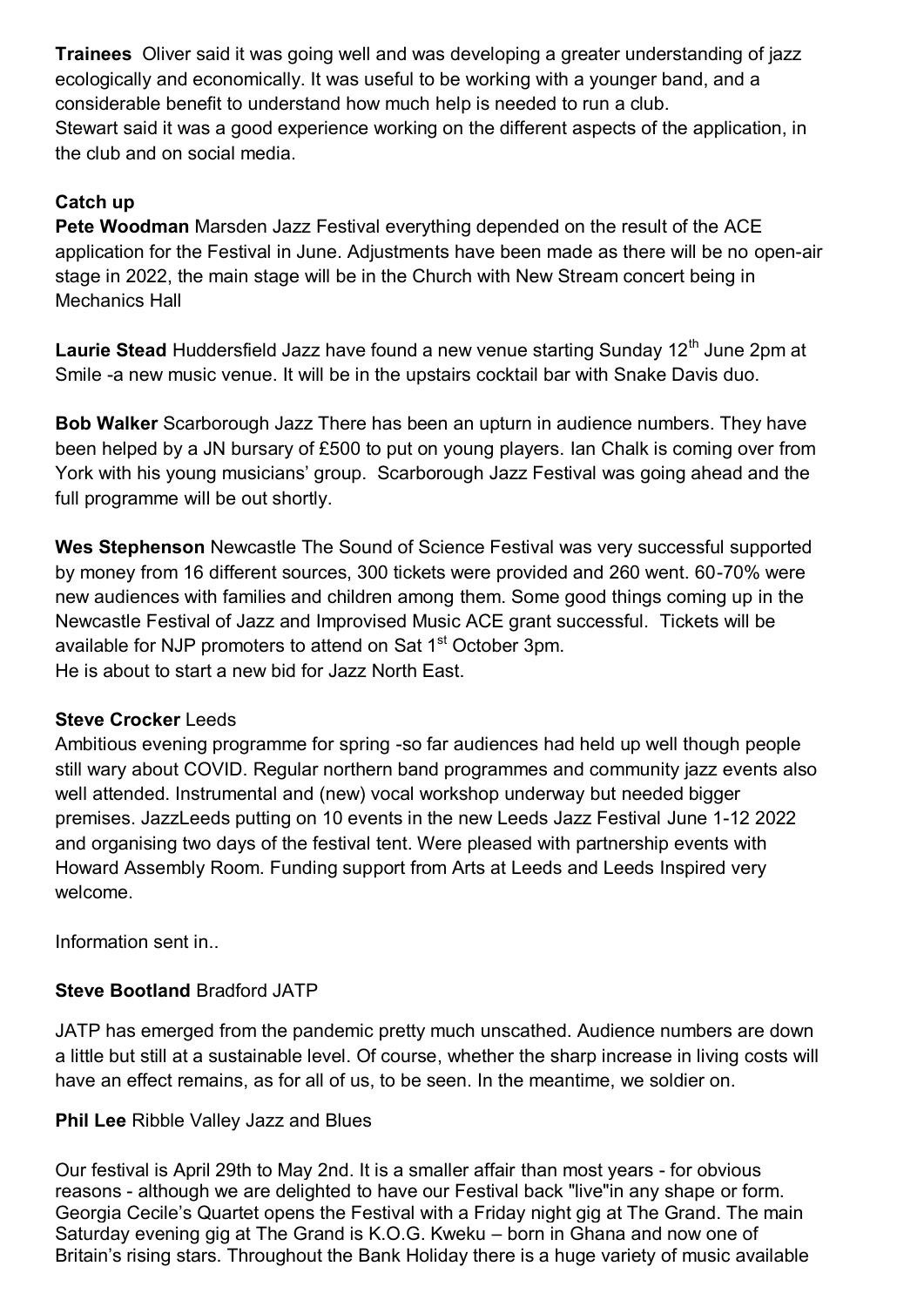**Trainees** Oliver said it was going well and was developing a greater understanding of jazz ecologically and economically. It was useful to be working with a younger band, and a considerable benefit to understand how much help is needed to run a club.
Stewart said it was a good experience working on the different aspects of the application, in the club and on social media.

**Catch up**

**Pete Woodman** Marsden Jazz Festival everything depended on the result of the ACE application for the Festival in June. Adjustments have been made as there will be no open-air stage in 2022, the main stage will be in the Church with New Stream concert being in Mechanics Hall

**Laurie Stead** Huddersfield Jazz have found a new venue starting Sunday 12th June 2pm at Smile -a new music venue. It will be in the upstairs cocktail bar with Snake Davis duo.

**Bob Walker** Scarborough Jazz There has been an upturn in audience numbers. They have been helped by a JN bursary of £500 to put on young players. Ian Chalk is coming over from York with his young musicians' group. Scarborough Jazz Festival was going ahead and the full programme will be out shortly.

**Wes Stephenson** Newcastle The Sound of Science Festival was very successful supported by money from 16 different sources, 300 tickets were provided and 260 went. 60-70% were new audiences with families and children among them. Some good things coming up in the Newcastle Festival of Jazz and Improvised Music ACE grant successful. Tickets will be available for NJP promoters to attend on Sat 1st October 3pm.
He is about to start a new bid for Jazz North East.

**Steve Crocker** Leeds
Ambitious evening programme for spring -so far audiences had held up well though people still wary about COVID. Regular northern band programmes and community jazz events also well attended. Instrumental and (new) vocal workshop underway but needed bigger premises. JazzLeeds putting on 10 events in the new Leeds Jazz Festival June 1-12 2022 and organising two days of the festival tent. Were pleased with partnership events with Howard Assembly Room. Funding support from Arts at Leeds and Leeds Inspired very welcome.

Information sent in..

**Steve Bootland** Bradford JATP

JATP has emerged from the pandemic pretty much unscathed. Audience numbers are down a little but still at a sustainable level. Of course, whether the sharp increase in living costs will have an effect remains, as for all of us, to be seen. In the meantime, we soldier on.

**Phil Lee** Ribble Valley Jazz and Blues

Our festival is April 29th to May 2nd. It is a smaller affair than most years - for obvious reasons - although we are delighted to have our Festival back "live"in any shape or form. Georgia Cecile's Quartet opens the Festival with a Friday night gig at The Grand. The main Saturday evening gig at The Grand is K.O.G. Kweku – born in Ghana and now one of Britain's rising stars. Throughout the Bank Holiday there is a huge variety of music available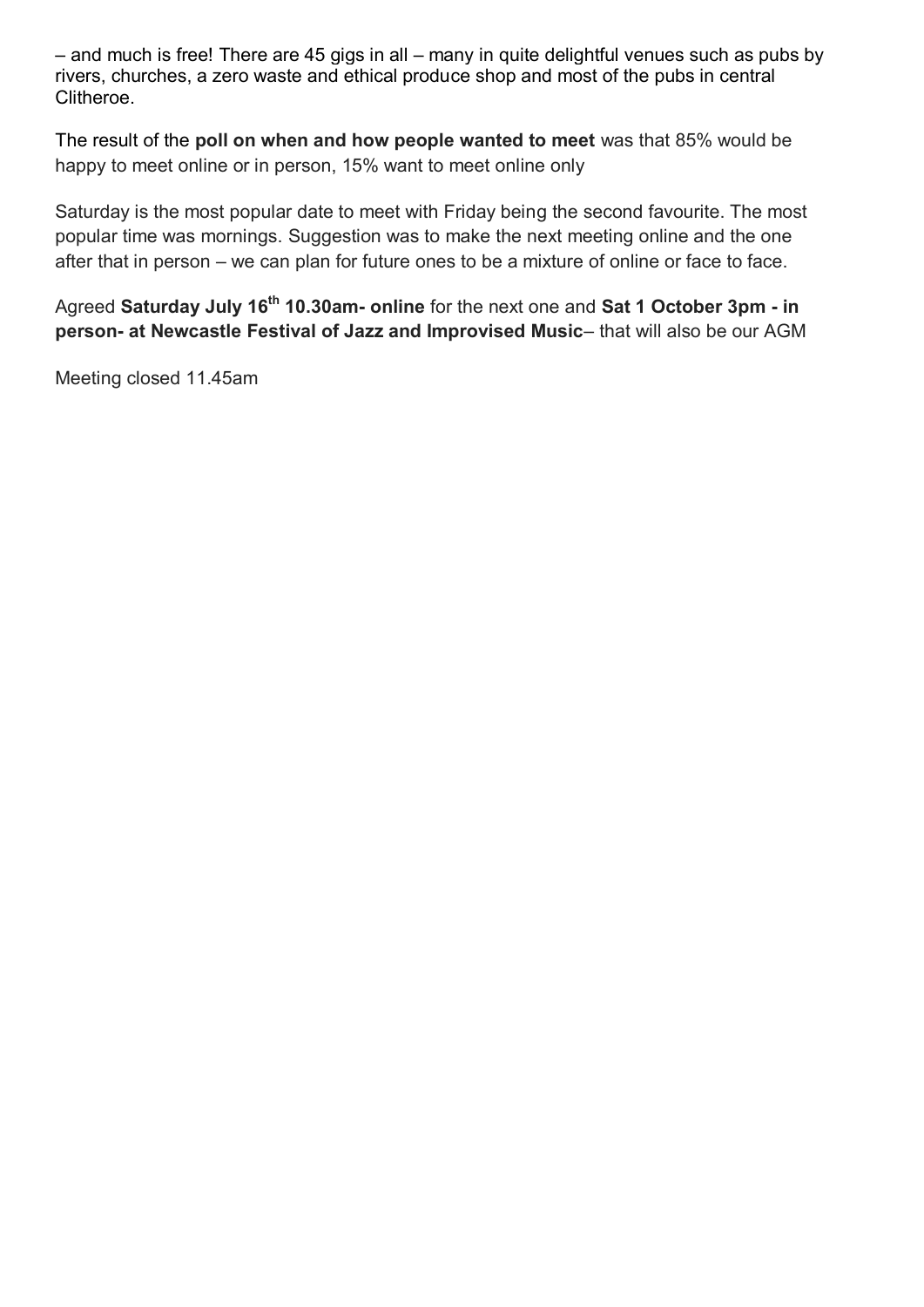– and much is free! There are 45 gigs in all – many in quite delightful venues such as pubs by rivers, churches, a zero waste and ethical produce shop and most of the pubs in central Clitheroe.

The result of the **poll on when and how people wanted to meet** was that 85% would be happy to meet online or in person, 15% want to meet online only

Saturday is the most popular date to meet with Friday being the second favourite. The most popular time was mornings. Suggestion was to make the next meeting online and the one after that in person – we can plan for future ones to be a mixture of online or face to face.

Agreed **Saturday July 16th 10.30am- online** for the next one and **Sat 1 October 3pm - in person- at Newcastle Festival of Jazz and Improvised Music**– that will also be our AGM

Meeting closed 11.45am